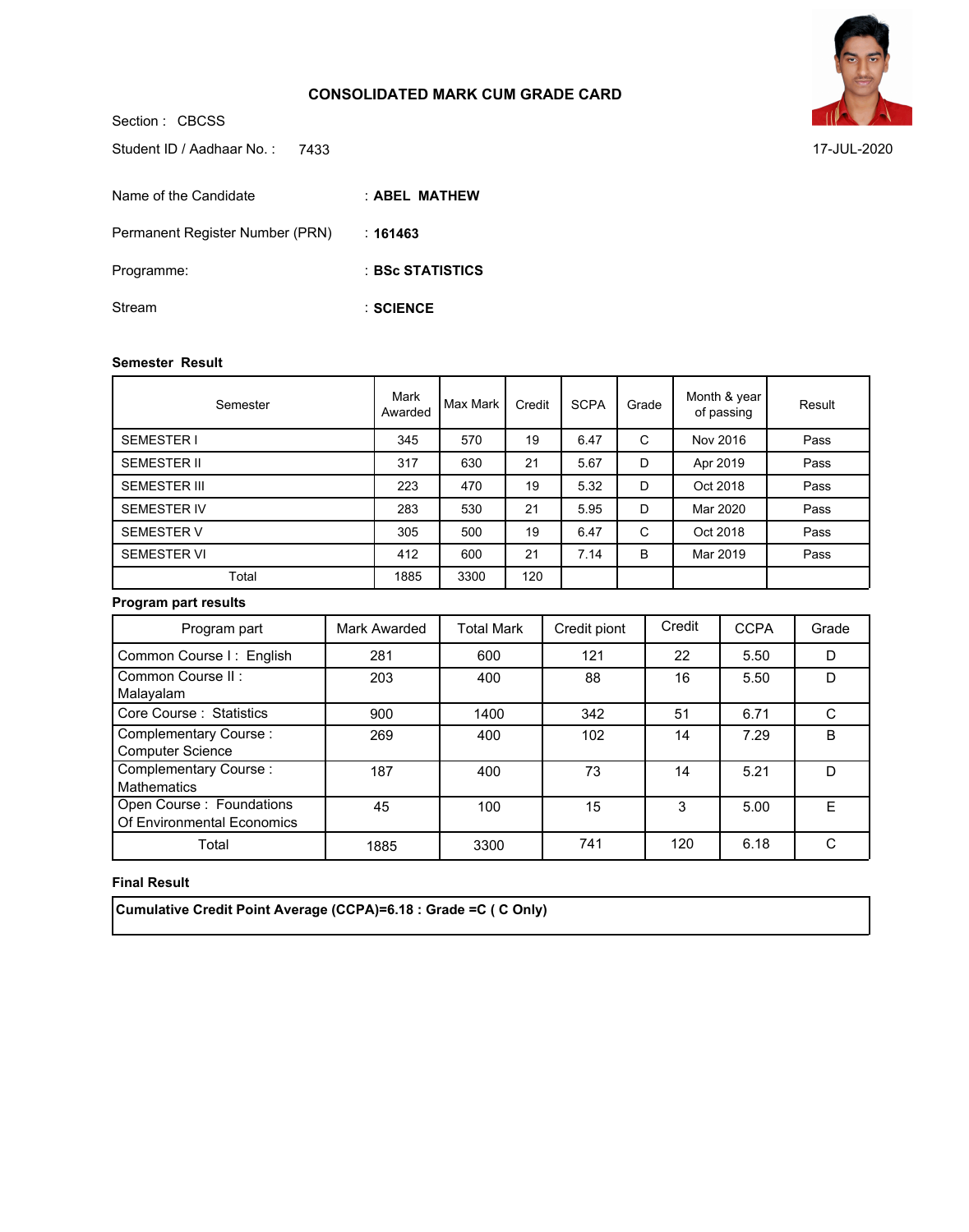# CONSOLIDATED MARK CUM GRADE CARD

Section : CBCSS

Student ID / Aadhaar No. : 7433

17-JUL-2020

Name of the Candidate : **ABEL MATHEW**

Permanent Register Number (PRN) : **161463**

Programme: : **BSc STATISTICS**

Stream : **SCIENCE**

**Semester Result**

| Semester | Mark Awarded | Max Mark | Credit | SCPA | Grade | Month & year of passing | Result |
|---|---|---|---|---|---|---|---|
| SEMESTER I | 345 | 570 | 19 | 6.47 | C | Nov 2016 | Pass |
| SEMESTER II | 317 | 630 | 21 | 5.67 | D | Apr 2019 | Pass |
| SEMESTER III | 223 | 470 | 19 | 5.32 | D | Oct 2018 | Pass |
| SEMESTER IV | 283 | 530 | 21 | 5.95 | D | Mar 2020 | Pass |
| SEMESTER V | 305 | 500 | 19 | 6.47 | C | Oct 2018 | Pass |
| SEMESTER VI | 412 | 600 | 21 | 7.14 | B | Mar 2019 | Pass |
| Total | 1885 | 3300 | 120 | | | | |

**Program part results**

| Program part | Mark Awarded | Total Mark | Credit piont | Credit | CCPA | Grade |
|---|---|---|---|---|---|---|
| Common Course I : English | 281 | 600 | 121 | 22 | 5.50 | D |
| Common Course II : Malayalam | 203 | 400 | 88 | 16 | 5.50 | D |
| Core Course : Statistics | 900 | 1400 | 342 | 51 | 6.71 | C |
| Complementary Course : Computer Science | 269 | 400 | 102 | 14 | 7.29 | B |
| Complementary Course : Mathematics | 187 | 400 | 73 | 14 | 5.21 | D |
| Open Course : Foundations Of Environmental Economics | 45 | 100 | 15 | 3 | 5.00 | E |
| Total | 1885 | 3300 | 741 | 120 | 6.18 | C |

**Final Result**

**Cumulative Credit Point Average (CCPA)=6.18 : Grade =C ( C Only)**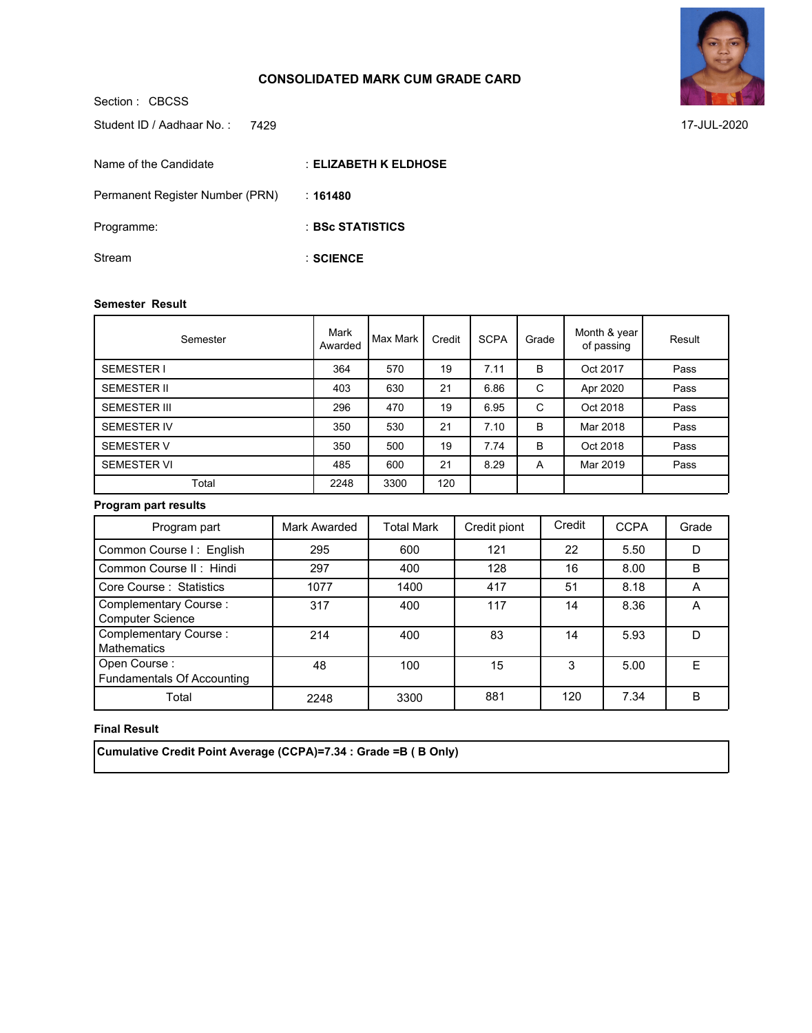# CONSOLIDATED MARK CUM GRADE CARD

Section : CBCSS

Student ID / Aadhaar No. : 7429

17-JUL-2020

Name of the Candidate : **ELIZABETH K ELDHOSE**

Permanent Register Number (PRN) : **161480**

Programme: : **BSc STATISTICS**

Stream : **SCIENCE**

**Semester Result**

| Semester | Mark Awarded | Max Mark | Credit | SCPA | Grade | Month & year of passing | Result |
|---|---|---|---|---|---|---|---|
| SEMESTER I | 364 | 570 | 19 | 7.11 | B | Oct 2017 | Pass |
| SEMESTER II | 403 | 630 | 21 | 6.86 | C | Apr 2020 | Pass |
| SEMESTER III | 296 | 470 | 19 | 6.95 | C | Oct 2018 | Pass |
| SEMESTER IV | 350 | 530 | 21 | 7.10 | B | Mar 2018 | Pass |
| SEMESTER V | 350 | 500 | 19 | 7.74 | B | Oct 2018 | Pass |
| SEMESTER VI | 485 | 600 | 21 | 8.29 | A | Mar 2019 | Pass |
| Total | 2248 | 3300 | 120 | | | | |

**Program part results**

| Program part | Mark Awarded | Total Mark | Credit piont | Credit | CCPA | Grade |
|---|---|---|---|---|---|---|
| Common Course I : English | 295 | 600 | 121 | 22 | 5.50 | D |
| Common Course II : Hindi | 297 | 400 | 128 | 16 | 8.00 | B |
| Core Course : Statistics | 1077 | 1400 | 417 | 51 | 8.18 | A |
| Complementary Course : Computer Science | 317 | 400 | 117 | 14 | 8.36 | A |
| Complementary Course : Mathematics | 214 | 400 | 83 | 14 | 5.93 | D |
| Open Course : Fundamentals Of Accounting | 48 | 100 | 15 | 3 | 5.00 | E |
| Total | 2248 | 3300 | 881 | 120 | 7.34 | B |

**Final Result**

**Cumulative Credit Point Average (CCPA)=7.34 : Grade =B ( B Only)**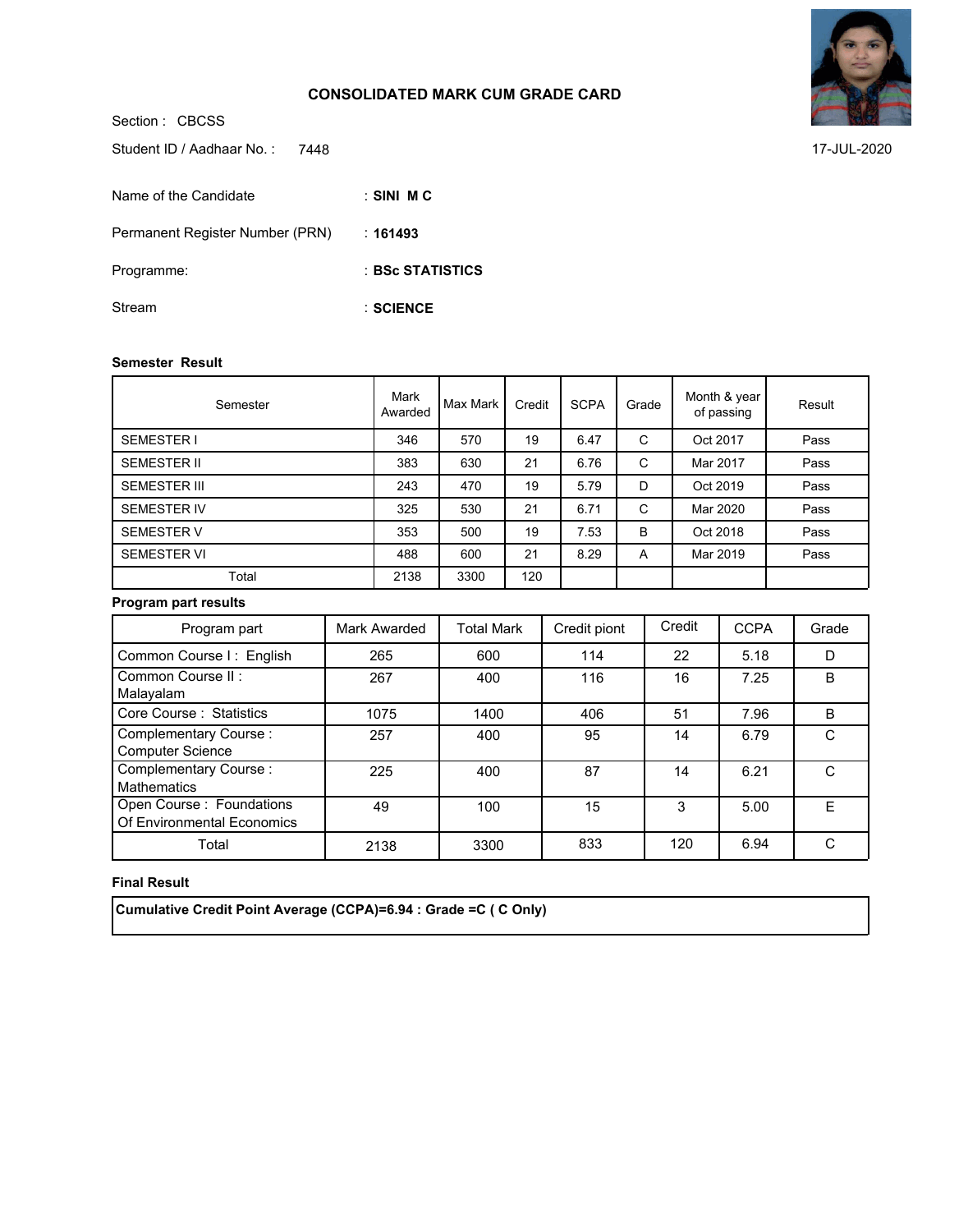# CONSOLIDATED MARK CUM GRADE CARD

Section : CBCSS

Student ID / Aadhaar No. : 7448

17-JUL-2020

Name of the Candidate : **SINI M C**

Permanent Register Number (PRN) : **161493**

Programme: : **BSc STATISTICS**

Stream : **SCIENCE**

**Semester Result**

| Semester | Mark Awarded | Max Mark | Credit | SCPA | Grade | Month & year of passing | Result |
|---|---|---|---|---|---|---|---|
| SEMESTER I | 346 | 570 | 19 | 6.47 | C | Oct 2017 | Pass |
| SEMESTER II | 383 | 630 | 21 | 6.76 | C | Mar 2017 | Pass |
| SEMESTER III | 243 | 470 | 19 | 5.79 | D | Oct 2019 | Pass |
| SEMESTER IV | 325 | 530 | 21 | 6.71 | C | Mar 2020 | Pass |
| SEMESTER V | 353 | 500 | 19 | 7.53 | B | Oct 2018 | Pass |
| SEMESTER VI | 488 | 600 | 21 | 8.29 | A | Mar 2019 | Pass |
| Total | 2138 | 3300 | 120 | | | | |

**Program part results**

| Program part | Mark Awarded | Total Mark | Credit piont | Credit | CCPA | Grade |
|---|---|---|---|---|---|---|
| Common Course I : English | 265 | 600 | 114 | 22 | 5.18 | D |
| Common Course II : Malayalam | 267 | 400 | 116 | 16 | 7.25 | B |
| Core Course : Statistics | 1075 | 1400 | 406 | 51 | 7.96 | B |
| Complementary Course : Computer Science | 257 | 400 | 95 | 14 | 6.79 | C |
| Complementary Course : Mathematics | 225 | 400 | 87 | 14 | 6.21 | C |
| Open Course : Foundations Of Environmental Economics | 49 | 100 | 15 | 3 | 5.00 | E |
| Total | 2138 | 3300 | 833 | 120 | 6.94 | C |

**Final Result**

**Cumulative Credit Point Average (CCPA)=6.94 : Grade =C ( C Only)**